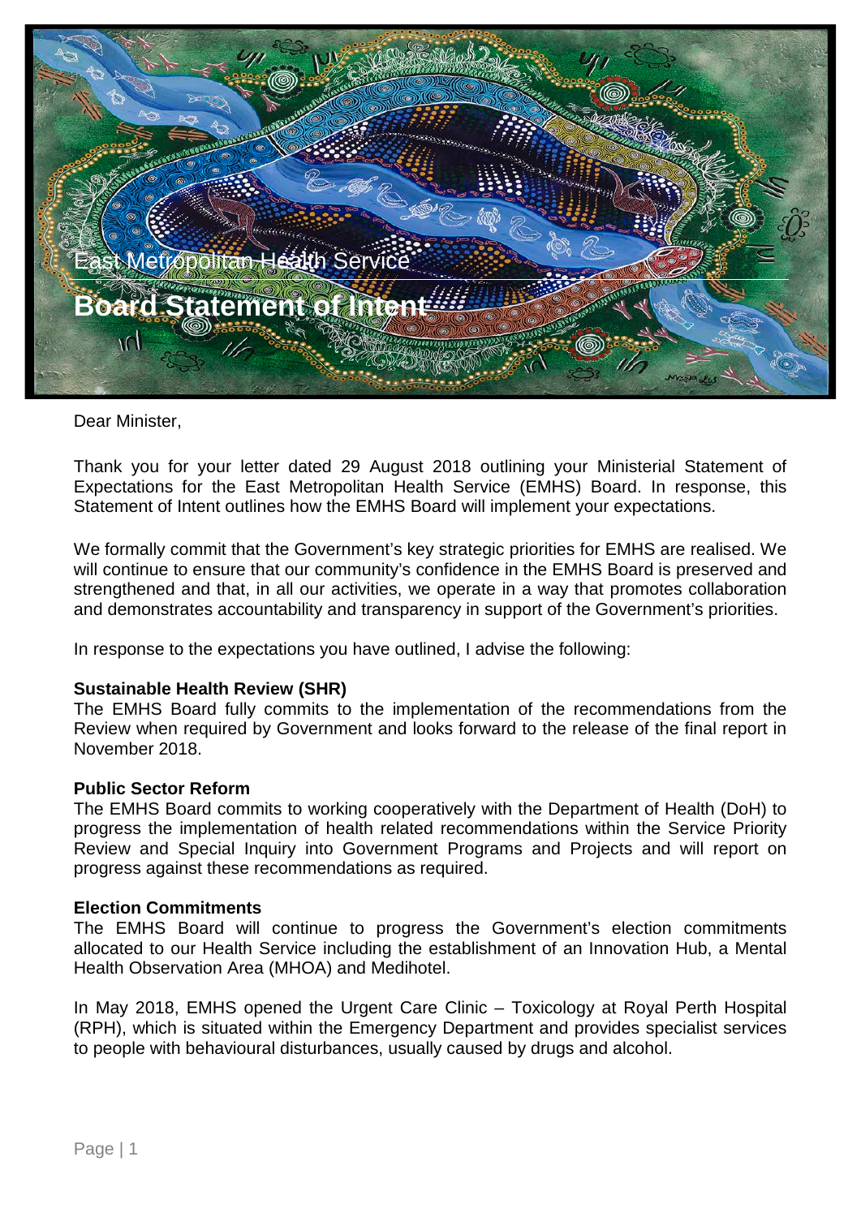East Metropolitan Health Service

# Board Statement of Intent

Dear Minister,

Thank you for your letter dated 29 August 2018 outlining your Ministerial Statement of Expectations for the East Metropolitan Health Service (EMHS) Board. In response, this Statement of Intent outlines how the EMHS Board will implement your expectations.

We formally commit that the Government's key strategic priorities for EMHS are realised. We will continue to ensure that our community's confidence in the EMHS Board is preserved and strengthened and that, in all our activities, we operate in a way that promotes collaboration and demonstrates accountability and transparency in support of the Government's priorities.

In response to the expectations you have outlined, I advise the following:

**Sustainable Health Review (SHR)**
The EMHS Board fully commits to the implementation of the recommendations from the Review when required by Government and looks forward to the release of the final report in November 2018.

**Public Sector Reform**
The EMHS Board commits to working cooperatively with the Department of Health (DoH) to progress the implementation of health related recommendations within the Service Priority Review and Special Inquiry into Government Programs and Projects and will report on progress against these recommendations as required.

**Election Commitments**
The EMHS Board will continue to progress the Government's election commitments allocated to our Health Service including the establishment of an Innovation Hub, a Mental Health Observation Area (MHOA) and Medihotel.

In May 2018, EMHS opened the Urgent Care Clinic – Toxicology at Royal Perth Hospital (RPH), which is situated within the Emergency Department and provides specialist services to people with behavioural disturbances, usually caused by drugs and alcohol.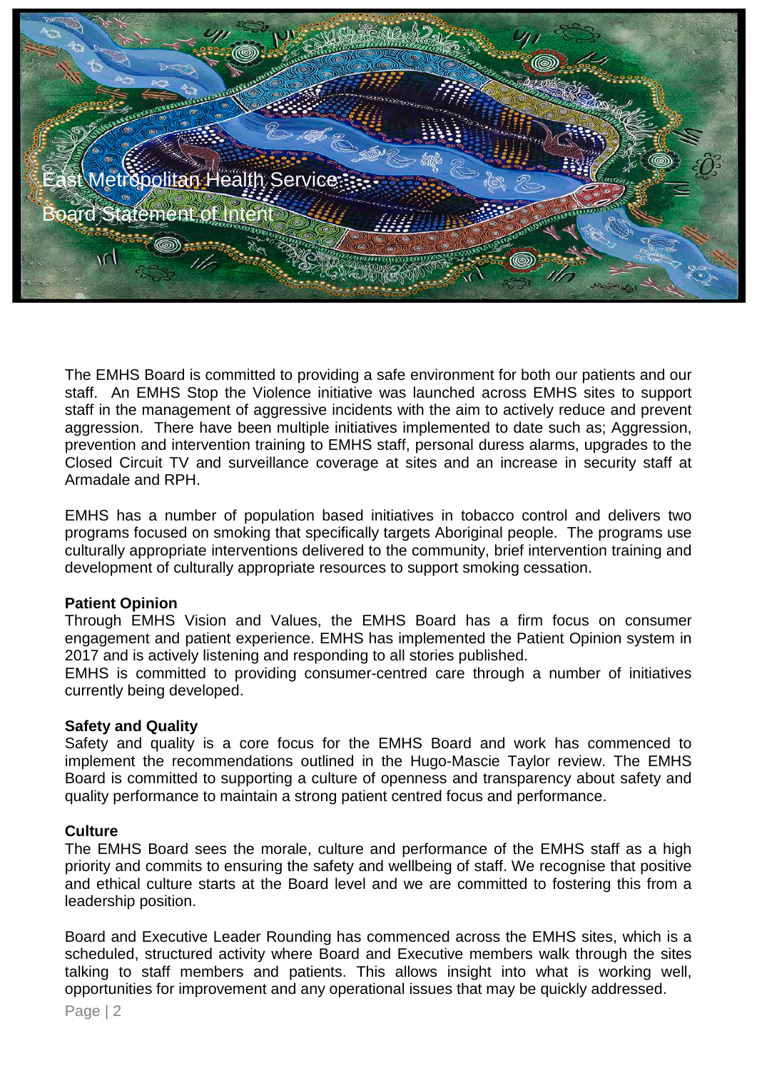East Metropolitan Health Service

Board Statement of Intent

The EMHS Board is committed to providing a safe environment for both our patients and our staff. An EMHS Stop the Violence initiative was launched across EMHS sites to support staff in the management of aggressive incidents with the aim to actively reduce and prevent aggression. There have been multiple initiatives implemented to date such as; Aggression, prevention and intervention training to EMHS staff, personal duress alarms, upgrades to the Closed Circuit TV and surveillance coverage at sites and an increase in security staff at Armadale and RPH.

EMHS has a number of population based initiatives in tobacco control and delivers two programs focused on smoking that specifically targets Aboriginal people. The programs use culturally appropriate interventions delivered to the community, brief intervention training and development of culturally appropriate resources to support smoking cessation.

**Patient Opinion**

Through EMHS Vision and Values, the EMHS Board has a firm focus on consumer engagement and patient experience. EMHS has implemented the Patient Opinion system in 2017 and is actively listening and responding to all stories published.

EMHS is committed to providing consumer-centred care through a number of initiatives currently being developed.

**Safety and Quality**

Safety and quality is a core focus for the EMHS Board and work has commenced to implement the recommendations outlined in the Hugo-Mascie Taylor review. The EMHS Board is committed to supporting a culture of openness and transparency about safety and quality performance to maintain a strong patient centred focus and performance.

**Culture**

The EMHS Board sees the morale, culture and performance of the EMHS staff as a high priority and commits to ensuring the safety and wellbeing of staff. We recognise that positive and ethical culture starts at the Board level and we are committed to fostering this from a leadership position.

Board and Executive Leader Rounding has commenced across the EMHS sites, which is a scheduled, structured activity where Board and Executive members walk through the sites talking to staff members and patients. This allows insight into what is working well, opportunities for improvement and any operational issues that may be quickly addressed.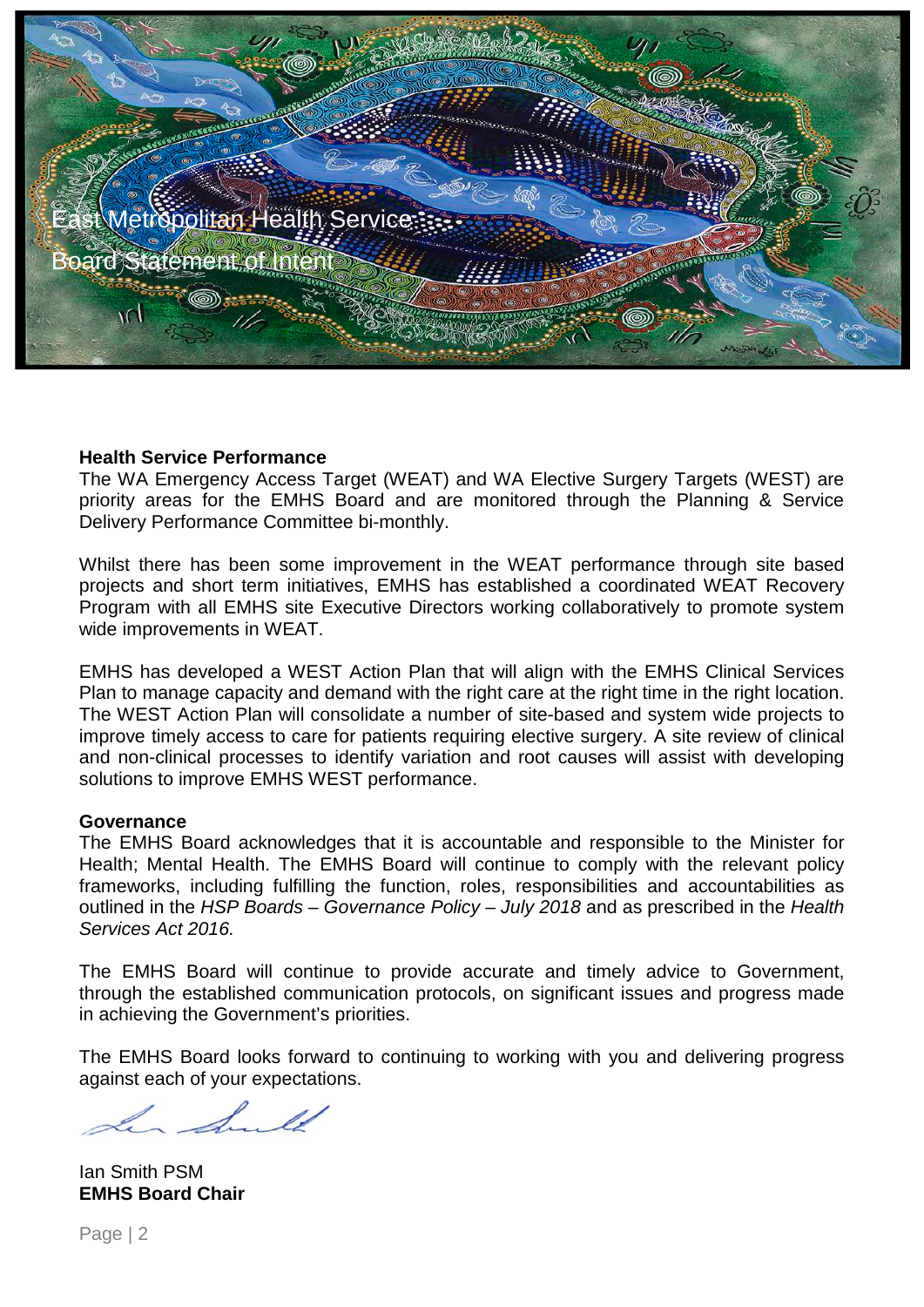East Metropolitan Health Service

Board Statement of Intent

**Health Service Performance**

The WA Emergency Access Target (WEAT) and WA Elective Surgery Targets (WEST) are priority areas for the EMHS Board and are monitored through the Planning & Service Delivery Performance Committee bi-monthly.

Whilst there has been some improvement in the WEAT performance through site based projects and short term initiatives, EMHS has established a coordinated WEAT Recovery Program with all EMHS site Executive Directors working collaboratively to promote system wide improvements in WEAT.

EMHS has developed a WEST Action Plan that will align with the EMHS Clinical Services Plan to manage capacity and demand with the right care at the right time in the right location. The WEST Action Plan will consolidate a number of site-based and system wide projects to improve timely access to care for patients requiring elective surgery. A site review of clinical and non-clinical processes to identify variation and root causes will assist with developing solutions to improve EMHS WEST performance.

**Governance**

The EMHS Board acknowledges that it is accountable and responsible to the Minister for Health; Mental Health. The EMHS Board will continue to comply with the relevant policy frameworks, including fulfilling the function, roles, responsibilities and accountabilities as outlined in the *HSP Boards – Governance Policy – July 2018* and as prescribed in the *Health Services Act 2016.*

The EMHS Board will continue to provide accurate and timely advice to Government, through the established communication protocols, on significant issues and progress made in achieving the Government's priorities.

The EMHS Board looks forward to continuing to working with you and delivering progress against each of your expectations.

Ian Smith PSM

**EMHS Board Chair**